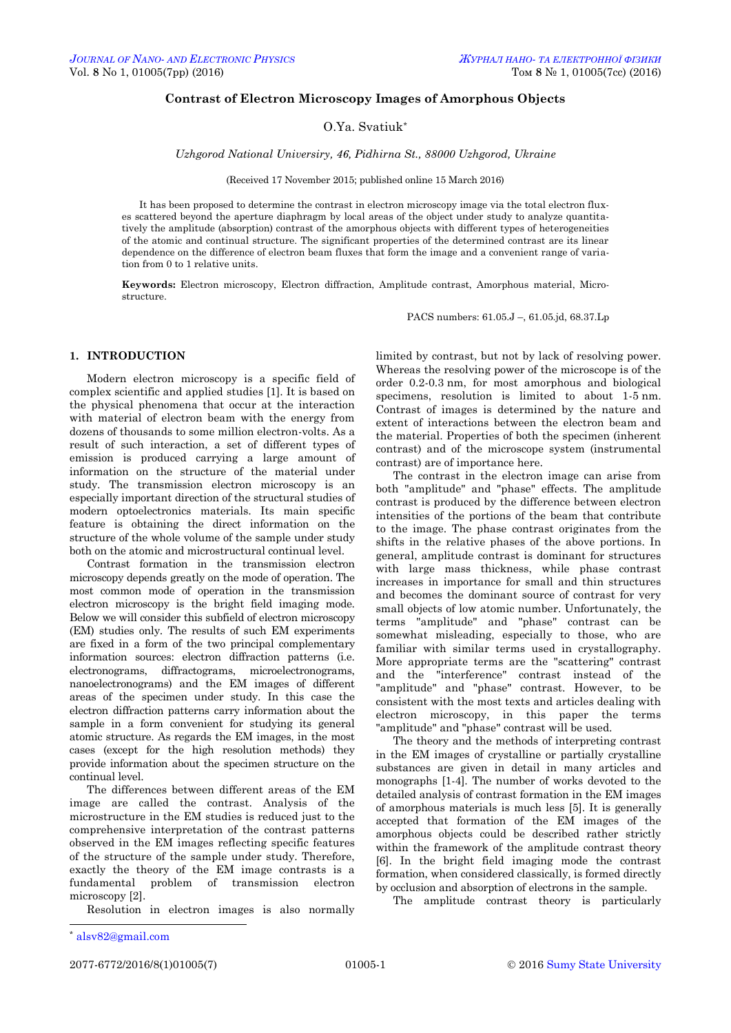# Contrast of Electron Microscopy Images of Amorphous Objects

O.Ya. Svatiuk*

*Uzhgorod National Universiry, 46, Pidhirna St., 88000 Uzhgorod, Ukraine*

(Received 17 November 2015; published online 15 March 2016)

It has been proposed to determine the contrast in electron microscopy image via the total electron fluxes scattered beyond the aperture diaphragm by local areas of the object under study to analyze quantitatively the amplitude (absorption) contrast of the amorphous objects with different types of heterogeneities of the atomic and continual structure. The significant properties of the determined contrast are its linear dependence on the difference of electron beam fluxes that form the image and a convenient range of variation from 0 to 1 relative units.

**Keywords:** Electron microscopy, Electron diffraction, Amplitude contrast, Amorphous material, Microstructure.

PACS numbers: 61.05.J –, 61.05.jd, 68.37.Lp

## 1. INTRODUCTION

Modern electron microscopy is a specific field of complex scientific and applied studies [1]. It is based on the physical phenomena that occur at the interaction with material of electron beam with the energy from dozens of thousands to some million electron-volts. As a result of such interaction, a set of different types of emission is produced carrying a large amount of information on the structure of the material under study. The transmission electron microscopy is an especially important direction of the structural studies of modern optoelectronics materials. Its main specific feature is obtaining the direct information on the structure of the whole volume of the sample under study both on the atomic and microstructural continual level.

Contrast formation in the transmission electron microscopy depends greatly on the mode of operation. The most common mode of operation in the transmission electron microscopy is the bright field imaging mode. Below we will consider this subfield of electron microscopy (EM) studies only. The results of such EM experiments are fixed in a form of the two principal complementary information sources: electron diffraction patterns (i.e. electronograms, diffractograms, microelectronograms, nanoelectronograms) and the EM images of different areas of the specimen under study. In this case the electron diffraction patterns carry information about the sample in a form convenient for studying its general atomic structure. As regards the EM images, in the most cases (except for the high resolution methods) they provide information about the specimen structure on the continual level.

The differences between different areas of the EM image are called the contrast. Analysis of the microstructure in the EM studies is reduced just to the comprehensive interpretation of the contrast patterns observed in the EM images reflecting specific features of the structure of the sample under study. Therefore, exactly the theory of the EM image contrasts is a fundamental problem of transmission electron microscopy [2].

Resolution in electron images is also normally limited by contrast, but not by lack of resolving power. Whereas the resolving power of the microscope is of the order 0.2-0.3 nm, for most amorphous and biological specimens, resolution is limited to about 1-5 nm. Contrast of images is determined by the nature and extent of interactions between the electron beam and the material. Properties of both the specimen (inherent contrast) and of the microscope system (instrumental contrast) are of importance here.

The contrast in the electron image can arise from both "amplitude" and "phase" effects. The amplitude contrast is produced by the difference between electron intensities of the portions of the beam that contribute to the image. The phase contrast originates from the shifts in the relative phases of the above portions. In general, amplitude contrast is dominant for structures with large mass thickness, while phase contrast increases in importance for small and thin structures and becomes the dominant source of contrast for very small objects of low atomic number. Unfortunately, the terms "amplitude" and "phase" contrast can be somewhat misleading, especially to those, who are familiar with similar terms used in crystallography. More appropriate terms are the "scattering" contrast and the "interference" contrast instead of the "amplitude" and "phase" contrast. However, to be consistent with the most texts and articles dealing with electron microscopy, in this paper the terms "amplitude" and "phase" contrast will be used.

The theory and the methods of interpreting contrast in the EM images of crystalline or partially crystalline substances are given in detail in many articles and monographs [1-4]. The number of works devoted to the detailed analysis of contrast formation in the EM images of amorphous materials is much less [5]. It is generally accepted that formation of the EM images of the amorphous objects could be described rather strictly within the framework of the amplitude contrast theory [6]. In the bright field imaging mode the contrast formation, when considered classically, is formed directly by occlusion and absorption of electrons in the sample.

The amplitude contrast theory is particularly

* alsv82@gmail.com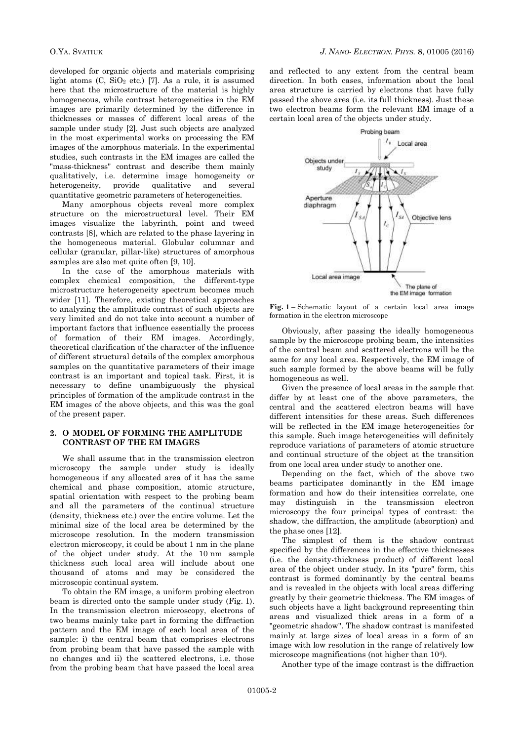developed for organic objects and materials comprising light atoms (C, $SiO_2$ etc.) [7]. As a rule, it is assumed here that the microstructure of the material is highly homogeneous, while contrast heterogeneities in the EM images are primarily determined by the difference in thicknesses or masses of different local areas of the sample under study [2]. Just such objects are analyzed in the most experimental works on processing the EM images of the amorphous materials. In the experimental studies, such contrasts in the EM images are called the "mass-thickness" contrast and describe them mainly qualitatively, i.e. determine image homogeneity or heterogeneity, provide qualitative and several quantitative geometric parameters of heterogeneities.

Many amorphous objects reveal more complex structure on the microstructural level. Their EM images visualize the labyrinth, point and tweed contrasts [8], which are related to the phase layering in the homogeneous material. Globular columnar and cellular (granular, pillar-like) structures of amorphous samples are also met quite often [9, 10].

In the case of the amorphous materials with complex chemical composition, the different-type microstructure heterogeneity spectrum becomes much wider [11]. Therefore, existing theoretical approaches to analyzing the amplitude contrast of such objects are very limited and do not take into account a number of important factors that influence essentially the process of formation of their EM images. Accordingly, theoretical clarification of the character of the influence of different structural details of the complex amorphous samples on the quantitative parameters of their image contrast is an important and topical task. First, it is necessary to define unambiguously the physical principles of formation of the amplitude contrast in the EM images of the above objects, and this was the goal of the present paper.

## 2. O MODEL OF FORMING THE AMPLITUDE CONTRAST OF THE EM IMAGES

We shall assume that in the transmission electron microscopy the sample under study is ideally homogeneous if any allocated area of it has the same chemical and phase composition, atomic structure, spatial orientation with respect to the probing beam and all the parameters of the continual structure (density, thickness etc.) over the entire volume. Let the minimal size of the local area be determined by the microscope resolution. In the modern transmission electron microscopy, it could be about 1 nm in the plane of the object under study. At the 10 nm sample thickness such local area will include about one thousand of atoms and may be considered the microscopic continual system.

To obtain the EM image, a uniform probing electron beam is directed onto the sample under study (Fig. 1). In the transmission electron microscopy, electrons of two beams mainly take part in forming the diffraction pattern and the EM image of each local area of the sample: i) the central beam that comprises electrons from probing beam that have passed the sample with no changes and ii) the scattered electrons, i.e. those from the probing beam that have passed the local area and reflected to any extent from the central beam direction. In both cases, information about the local area structure is carried by electrons that have fully passed the above area (i.e. its full thickness). Just these two electron beams form the relevant EM image of a certain local area of the objects under study.

**Fig. 1** – Schematic layout of a certain local area image formation in the electron microscope

Obviously, after passing the ideally homogeneous sample by the microscope probing beam, the intensities of the central beam and scattered electrons will be the same for any local area. Respectively, the EM image of such sample formed by the above beams will be fully homogeneous as well.

Given the presence of local areas in the sample that differ by at least one of the above parameters, the central and the scattered electron beams will have different intensities for these areas. Such differences will be reflected in the EM image heterogeneities for this sample. Such image heterogeneities will definitely reproduce variations of parameters of atomic structure and continual structure of the object at the transition from one local area under study to another one.

Depending on the fact, which of the above two beams participates dominantly in the EM image formation and how do their intensities correlate, one may distinguish in the transmission electron microscopy the four principal types of contrast: the shadow, the diffraction, the amplitude (absorption) and the phase ones [12].

The simplest of them is the shadow contrast specified by the differences in the effective thicknesses (i.e. the density-thickness product) of different local area of the object under study. In its "pure" form, this contrast is formed dominantly by the central beams and is revealed in the objects with local areas differing greatly by their geometric thickness. The EM images of such objects have a light background representing thin areas and visualized thick areas in a form of a "geometric shadow". The shadow contrast is manifested mainly at large sizes of local areas in a form of an image with low resolution in the range of relatively low microscope magnifications (not higher than $10^4$).

Another type of the image contrast is the diffraction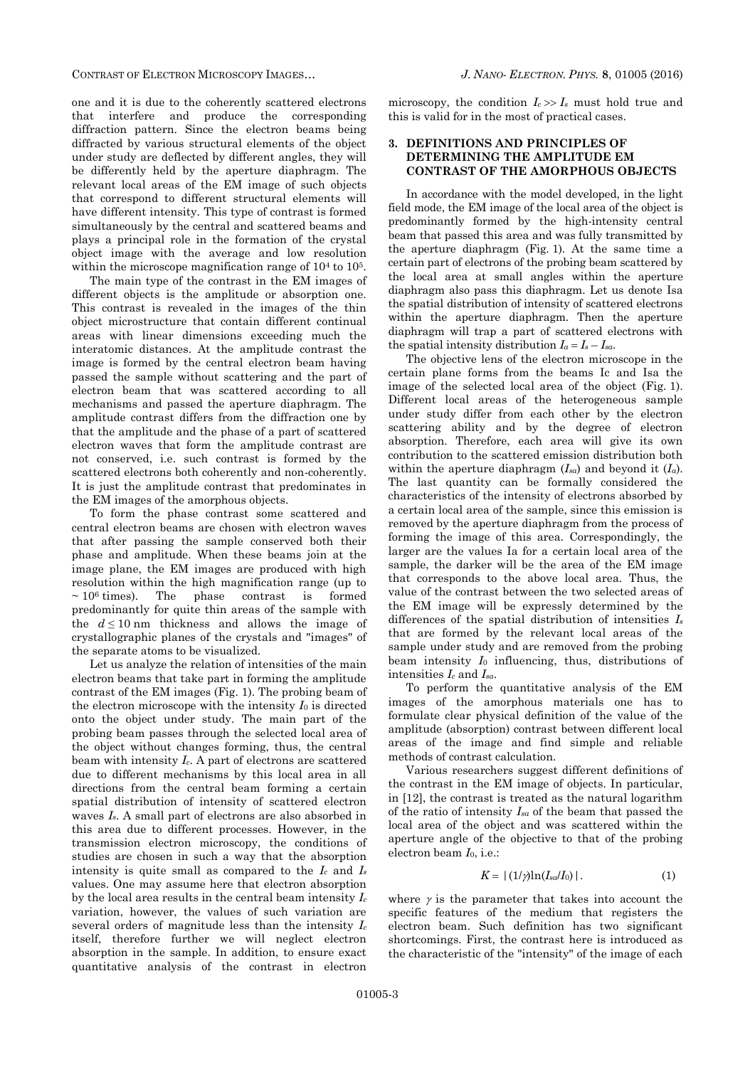one and it is due to the coherently scattered electrons that interfere and produce the corresponding diffraction pattern. Since the electron beams being diffracted by various structural elements of the object under study are deflected by different angles, they will be differently held by the aperture diaphragm. The relevant local areas of the EM image of such objects that correspond to different structural elements will have different intensity. This type of contrast is formed simultaneously by the central and scattered beams and plays a principal role in the formation of the crystal object image with the average and low resolution within the microscope magnification range of $10^4$ to $10^5$.

The main type of the contrast in the EM images of different objects is the amplitude or absorption one. This contrast is revealed in the images of the thin object microstructure that contain different continual areas with linear dimensions exceeding much the interatomic distances. At the amplitude contrast the image is formed by the central electron beam having passed the sample without scattering and the part of electron beam that was scattered according to all mechanisms and passed the aperture diaphragm. The amplitude contrast differs from the diffraction one by that the amplitude and the phase of a part of scattered electron waves that form the amplitude contrast are not conserved, i.e. such contrast is formed by the scattered electrons both coherently and non-coherently. It is just the amplitude contrast that predominates in the EM images of the amorphous objects.

To form the phase contrast some scattered and central electron beams are chosen with electron waves that after passing the sample conserved both their phase and amplitude. When these beams join at the image plane, the EM images are produced with high resolution within the high magnification range (up to $\sim 10^6$ times). The phase contrast is formed predominantly for quite thin areas of the sample with the $d \leq 10$ nm thickness and allows the image of crystallographic planes of the crystals and "images" of the separate atoms to be visualized.

Let us analyze the relation of intensities of the main electron beams that take part in forming the amplitude contrast of the EM images (Fig. 1). The probing beam of the electron microscope with the intensity $I_0$ is directed onto the object under study. The main part of the probing beam passes through the selected local area of the object without changes forming, thus, the central beam with intensity $I_c$. A part of electrons are scattered due to different mechanisms by this local area in all directions from the central beam forming a certain spatial distribution of intensity of scattered electron waves $I_s$. A small part of electrons are also absorbed in this area due to different processes. However, in the transmission electron microscopy, the conditions of studies are chosen in such a way that the absorption intensity is quite small as compared to the $I_c$ and $I_s$ values. One may assume here that electron absorption by the local area results in the central beam intensity $I_c$ variation, however, the values of such variation are several orders of magnitude less than the intensity $I_c$ itself, therefore further we will neglect electron absorption in the sample. In addition, to ensure exact quantitative analysis of the contrast in electron microscopy, the condition $I_c \gg I_s$ must hold true and this is valid for in the most of practical cases.

## 3. DEFINITIONS AND PRINCIPLES OF DETERMINING THE AMPLITUDE EM CONTRAST OF THE AMORPHOUS OBJECTS

In accordance with the model developed, in the light field mode, the EM image of the local area of the object is predominantly formed by the high-intensity central beam that passed this area and was fully transmitted by the aperture diaphragm (Fig. 1). At the same time a certain part of electrons of the probing beam scattered by the local area at small angles within the aperture diaphragm also pass this diaphragm. Let us denote Isa the spatial distribution of intensity of scattered electrons within the aperture diaphragm. Then the aperture diaphragm will trap a part of scattered electrons with the spatial intensity distribution $I_a = I_s - I_{sa}$.

The objective lens of the electron microscope in the certain plane forms from the beams Ic and Isa the image of the selected local area of the object (Fig. 1). Different local areas of the heterogeneous sample under study differ from each other by the electron scattering ability and by the degree of electron absorption. Therefore, each area will give its own contribution to the scattered emission distribution both within the aperture diaphragm ($I_{sa}$) and beyond it ($I_a$). The last quantity can be formally considered the characteristics of the intensity of electrons absorbed by a certain local area of the sample, since this emission is removed by the aperture diaphragm from the process of forming the image of this area. Correspondingly, the larger are the values Ia for a certain local area of the sample, the darker will be the area of the EM image that corresponds to the above local area. Thus, the value of the contrast between the two selected areas of the EM image will be expressly determined by the differences of the spatial distribution of intensities $I_s$ that are formed by the relevant local areas of the sample under study and are removed from the probing beam intensity $I_0$ influencing, thus, distributions of intensities $I_c$ and $I_{sa}$.

To perform the quantitative analysis of the EM images of the amorphous materials one has to formulate clear physical definition of the value of the amplitude (absorption) contrast between different local areas of the image and find simple and reliable methods of contrast calculation.

Various researchers suggest different definitions of the contrast in the EM image of objects. In particular, in [12], the contrast is treated as the natural logarithm of the ratio of intensity $I_{sa}$ of the beam that passed the local area of the object and was scattered within the aperture angle of the objective to that of the probing electron beam $I_0$, i.e.:

$$K = |(1/\gamma)\ln(I_{sa}/I_0)|. \tag{1}$$

where $\gamma$ is the parameter that takes into account the specific features of the medium that registers the electron beam. Such definition has two significant shortcomings. First, the contrast here is introduced as the characteristic of the "intensity" of the image of each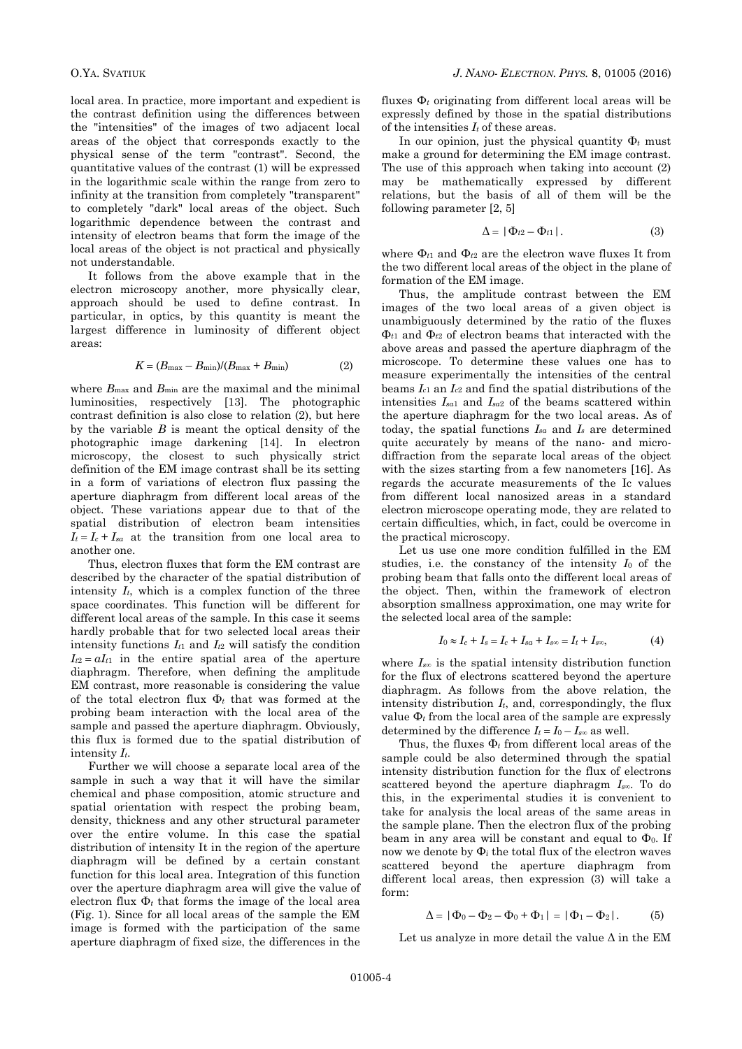local area. In practice, more important and expedient is the contrast definition using the differences between the "intensities" of the images of two adjacent local areas of the object that corresponds exactly to the physical sense of the term "contrast". Second, the quantitative values of the contrast (1) will be expressed in the logarithmic scale within the range from zero to infinity at the transition from completely "transparent" to completely "dark" local areas of the object. Such logarithmic dependence between the contrast and intensity of electron beams that form the image of the local areas of the object is not practical and physically not understandable.

It follows from the above example that in the electron microscopy another, more physically clear, approach should be used to define contrast. In particular, in optics, by this quantity is meant the largest difference in luminosity of different object areas:

$$K = (B_{\max} - B_{\min})/(B_{\max} + B_{\min}) \qquad (2)$$

where $B_{\max}$ and $B_{\min}$ are the maximal and the minimal luminosities, respectively [13]. The photographic contrast definition is also close to relation (2), but here by the variable $B$ is meant the optical density of the photographic image darkening [14]. In electron microscopy, the closest to such physically strict definition of the EM image contrast shall be its setting in a form of variations of electron flux passing the aperture diaphragm from different local areas of the object. These variations appear due to that of the spatial distribution of electron beam intensities $I_t = I_c + I_{sa}$ at the transition from one local area to another one.

Thus, electron fluxes that form the EM contrast are described by the character of the spatial distribution of intensity $I_t$, which is a complex function of the three space coordinates. This function will be different for different local areas of the sample. In this case it seems hardly probable that for two selected local areas their intensity functions $I_{t1}$ and $I_{t2}$ will satisfy the condition $I_{t2} = aI_{t1}$ in the entire spatial area of the aperture diaphragm. Therefore, when defining the amplitude EM contrast, more reasonable is considering the value of the total electron flux $\Phi_t$ that was formed at the probing beam interaction with the local area of the sample and passed the aperture diaphragm. Obviously, this flux is formed due to the spatial distribution of intensity $I_t$.

Further we will choose a separate local area of the sample in such a way that it will have the similar chemical and phase composition, atomic structure and spatial orientation with respect the probing beam, density, thickness and any other structural parameter over the entire volume. In this case the spatial distribution of intensity It in the region of the aperture diaphragm will be defined by a certain constant function for this local area. Integration of this function over the aperture diaphragm area will give the value of electron flux $\Phi_t$ that forms the image of the local area (Fig. 1). Since for all local areas of the sample the EM image is formed with the participation of the same aperture diaphragm of fixed size, the differences in the fluxes $\Phi_t$ originating from different local areas will be expressly defined by those in the spatial distributions of the intensities $I_t$ of these areas.

In our opinion, just the physical quantity $\Phi_t$ must make a ground for determining the EM image contrast. The use of this approach when taking into account (2) may be mathematically expressed by different relations, but the basis of all of them will be the following parameter [2, 5]

$$\Delta = |\Phi_{t2} - \Phi_{t1}|. \qquad (3)$$

where $\Phi_{t1}$ and $\Phi_{t2}$ are the electron wave fluxes It from the two different local areas of the object in the plane of formation of the EM image.

Thus, the amplitude contrast between the EM images of the two local areas of a given object is unambiguously determined by the ratio of the fluxes $\Phi_{t1}$ and $\Phi_{t2}$ of electron beams that interacted with the above areas and passed the aperture diaphragm of the microscope. To determine these values one has to measure experimentally the intensities of the central beams $I_{c1}$ an $I_{c2}$ and find the spatial distributions of the intensities $I_{sa1}$ and $I_{sa2}$ of the beams scattered within the aperture diaphragm for the two local areas. As of today, the spatial functions $I_{sa}$ and $I_s$ are determined quite accurately by means of the nano- and micro-diffraction from the separate local areas of the object with the sizes starting from a few nanometers [16]. As regards the accurate measurements of the Ic values from different local nanosized areas in a standard electron microscope operating mode, they are related to certain difficulties, which, in fact, could be overcome in the practical microscopy.

Let us use one more condition fulfilled in the EM studies, i.e. the constancy of the intensity $I_0$ of the probing beam that falls onto the different local areas of the object. Then, within the framework of electron absorption smallness approximation, one may write for the selected local area of the sample:

$$I_0 \approx I_c + I_s = I_c + I_{sa} + I_{s\infty} = I_t + I_{s\infty}, \qquad (4)$$

where $I_{s\infty}$ is the spatial intensity distribution function for the flux of electrons scattered beyond the aperture diaphragm. As follows from the above relation, the intensity distribution $I_t$, and, correspondingly, the flux value $\Phi_t$ from the local area of the sample are expressly determined by the difference $I_t = I_0 - I_{s\infty}$ as well.

Thus, the fluxes $\Phi_t$ from different local areas of the sample could be also determined through the spatial intensity distribution function for the flux of electrons scattered beyond the aperture diaphragm $I_{s\infty}$. To do this, in the experimental studies it is convenient to take for analysis the local areas of the same areas in the sample plane. Then the electron flux of the probing beam in any area will be constant and equal to $\Phi_0$. If now we denote by $\Phi_i$ the total flux of the electron waves scattered beyond the aperture diaphragm from different local areas, then expression (3) will take a form:

$$\Delta = |\Phi_0 - \Phi_2 - \Phi_0 + \Phi_1| = |\Phi_1 - \Phi_2|. \qquad (5)$$

Let us analyze in more detail the value $\Delta$ in the EM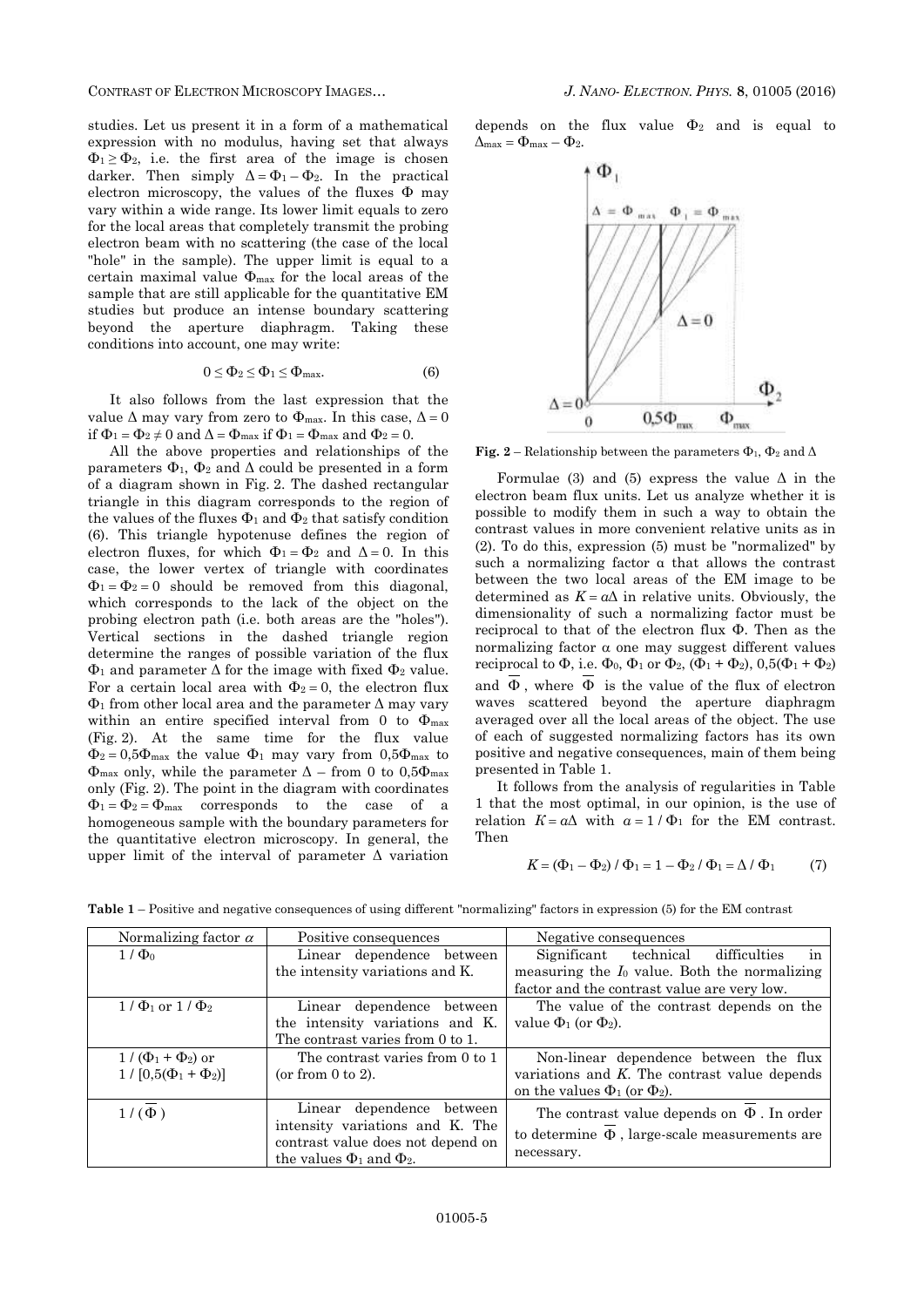studies. Let us present it in a form of a mathematical expression with no modulus, having set that always $\Phi_1 \geq \Phi_2$, i.e. the first area of the image is chosen darker. Then simply $\Delta = \Phi_1 - \Phi_2$. In the practical electron microscopy, the values of the fluxes $\Phi$ may vary within a wide range. Its lower limit equals to zero for the local areas that completely transmit the probing electron beam with no scattering (the case of the local "hole" in the sample). The upper limit is equal to a certain maximal value $\Phi_{max}$ for the local areas of the sample that are still applicable for the quantitative EM studies but produce an intense boundary scattering beyond the aperture diaphragm. Taking these conditions into account, one may write:

$$0 \leq \Phi_2 \leq \Phi_1 \leq \Phi_{max}. \qquad (6)$$

It also follows from the last expression that the value $\Delta$ may vary from zero to $\Phi_{max}$. In this case, $\Delta = 0$ if $\Phi_1 = \Phi_2 \neq 0$ and $\Delta = \Phi_{max}$ if $\Phi_1 = \Phi_{max}$ and $\Phi_2 = 0$.

All the above properties and relationships of the parameters $\Phi_1$, $\Phi_2$ and $\Delta$ could be presented in a form of a diagram shown in Fig. 2. The dashed rectangular triangle in this diagram corresponds to the region of the values of the fluxes $\Phi_1$ and $\Phi_2$ that satisfy condition (6). This triangle hypotenuse defines the region of electron fluxes, for which $\Phi_1 = \Phi_2$ and $\Delta = 0$. In this case, the lower vertex of triangle with coordinates $\Phi_1 = \Phi_2 = 0$ should be removed from this diagonal, which corresponds to the lack of the object on the probing electron path (i.e. both areas are the "holes"). Vertical sections in the dashed triangle region determine the ranges of possible variation of the flux $\Phi_1$ and parameter $\Delta$ for the image with fixed $\Phi_2$ value. For a certain local area with $\Phi_2 = 0$, the electron flux $\Phi_1$ from other local area and the parameter $\Delta$ may vary within an entire specified interval from 0 to $\Phi_{max}$ (Fig. 2). At the same time for the flux value $\Phi_2 = 0,5\Phi_{max}$ the value $\Phi_1$ may vary from $0,5\Phi_{max}$ to $\Phi_{max}$ only, while the parameter $\Delta$ – from 0 to $0,5\Phi_{max}$ only (Fig. 2). The point in the diagram with coordinates $\Phi_1 = \Phi_2 = \Phi_{max}$ corresponds to the case of a homogeneous sample with the boundary parameters for the quantitative electron microscopy. In general, the upper limit of the interval of parameter $\Delta$ variation depends on the flux value $\Phi_2$ and is equal to $\Delta_{max} = \Phi_{max} - \Phi_2$.

**Fig. 2** – Relationship between the parameters $\Phi_1$, $\Phi_2$ and $\Delta$

Formulae (3) and (5) express the value $\Delta$ in the electron beam flux units. Let us analyze whether it is possible to modify them in such a way to obtain the contrast values in more convenient relative units as in (2). To do this, expression (5) must be "normalized" by such a normalizing factor $\alpha$ that allows the contrast between the two local areas of the EM image to be determined as $K = a\Delta$ in relative units. Obviously, the dimensionality of such a normalizing factor must be reciprocal to that of the electron flux $\Phi$. Then as the normalizing factor $\alpha$ one may suggest different values reciprocal to $\Phi$, i.e. $\Phi_0$, $\Phi_1$ or $\Phi_2$, $(\Phi_1 + \Phi_2)$, $0,5(\Phi_1 + \Phi_2)$ and $\overline{\Phi}$, where $\overline{\Phi}$ is the value of the flux of electron waves scattered beyond the aperture diaphragm averaged over all the local areas of the object. The use of each of suggested normalizing factors has its own positive and negative consequences, main of them being presented in Table 1.

It follows from the analysis of regularities in Table 1 that the most optimal, in our opinion, is the use of relation $K = a\Delta$ with $a = 1 / \Phi_1$ for the EM contrast. Then

$$K = (\Phi_1 - \Phi_2) / \Phi_1 = 1 - \Phi_2 / \Phi_1 = \Delta / \Phi_1 \qquad (7)$$

**Table 1** – Positive and negative consequences of using different "normalizing" factors in expression (5) for the EM contrast

| Normalizing factor $\alpha$ | Positive consequences | Negative consequences |
|---|---|---|
| $1 / \Phi_0$ | Linear dependence between the intensity variations and K. | Significant technical difficulties in measuring the $I_0$ value. Both the normalizing factor and the contrast value are very low. |
| $1 / \Phi_1$ or $1 / \Phi_2$ | Linear dependence between the intensity variations and K. The contrast varies from 0 to 1. | The value of the contrast depends on the value $\Phi_1$ (or $\Phi_2$). |
| $1 / (\Phi_1 + \Phi_2)$ or $1 / [0,5(\Phi_1 + \Phi_2)]$ | The contrast varies from 0 to 1 (or from 0 to 2). | Non-linear dependence between the flux variations and *K*. The contrast value depends on the values $\Phi_1$ (or $\Phi_2$). |
| $1 / (\overline{\Phi})$ | Linear dependence between intensity variations and K. The contrast value does not depend on the values $\Phi_1$ and $\Phi_2$. | The contrast value depends on $\overline{\Phi}$. In order to determine $\overline{\Phi}$, large-scale measurements are necessary. |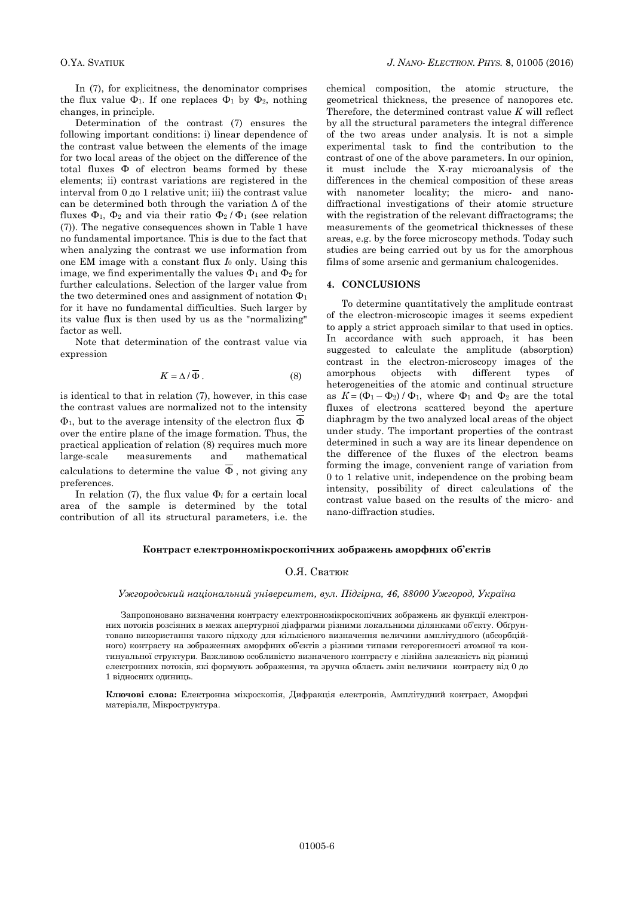In (7), for explicitness, the denominator comprises the flux value $\Phi_1$. If one replaces $\Phi_1$ by $\Phi_2$, nothing changes, in principle.

Determination of the contrast (7) ensures the following important conditions: i) linear dependence of the contrast value between the elements of the image for two local areas of the object on the difference of the total fluxes $\Phi$ of electron beams formed by these elements; ii) contrast variations are registered in the interval from 0 до 1 relative unit; iii) the contrast value can be determined both through the variation $\Delta$ of the fluxes $\Phi_1$, $\Phi_2$ and via their ratio $\Phi_2 / \Phi_1$ (see relation (7)). The negative consequences shown in Table 1 have no fundamental importance. This is due to the fact that when analyzing the contrast we use information from one EM image with a constant flux $I_0$ only. Using this image, we find experimentally the values $\Phi_1$ and $\Phi_2$ for further calculations. Selection of the larger value from the two determined ones and assignment of notation $\Phi_1$ for it have no fundamental difficulties. Such larger by its value flux is then used by us as the "normalizing" factor as well.

Note that determination of the contrast value via expression

$$K = \Delta / \overline{\Phi}\,. \qquad (8)$$

is identical to that in relation (7), however, in this case the contrast values are normalized not to the intensity $\Phi_1$, but to the average intensity of the electron flux $\overline{\Phi}$ over the entire plane of the image formation. Thus, the practical application of relation (8) requires much more large-scale measurements and mathematical calculations to determine the value $\overline{\Phi}$, not giving any preferences.

In relation (7), the flux value $\Phi_i$ for a certain local area of the sample is determined by the total contribution of all its structural parameters, i.e. the chemical composition, the atomic structure, the geometrical thickness, the presence of nanopores etc. Therefore, the determined contrast value $K$ will reflect by all the structural parameters the integral difference of the two areas under analysis. It is not a simple experimental task to find the contribution to the contrast of one of the above parameters. In our opinion, it must include the X-ray microanalysis of the differences in the chemical composition of these areas with nanometer locality; the micro- and nano-diffractional investigations of their atomic structure with the registration of the relevant diffractograms; the measurements of the geometrical thicknesses of these areas, e.g. by the force microscopy methods. Today such studies are being carried out by us for the amorphous films of some arsenic and germanium chalcogenides.

## 4. CONCLUSIONS

To determine quantitatively the amplitude contrast of the electron-microscopic images it seems expedient to apply a strict approach similar to that used in optics. In accordance with such approach, it has been suggested to calculate the amplitude (absorption) contrast in the electron-microscopy images of the amorphous objects with different types of heterogeneities of the atomic and continual structure as $K = (\Phi_1 - \Phi_2) / \Phi_1$, where $\Phi_1$ and $\Phi_2$ are the total fluxes of electrons scattered beyond the aperture diaphragm by the two analyzed local areas of the object under study. The important properties of the contrast determined in such a way are its linear dependence on the difference of the fluxes of the electron beams forming the image, convenient range of variation from 0 to 1 relative unit, independence on the probing beam intensity, possibility of direct calculations of the contrast value based on the results of the micro- and nano-diffraction studies.

**Контраст електронномікроскопічних зображень аморфних об'єктів**

О.Я. Сватюк

*Ужгородський національний університет, вул. Підгірна, 46, 88000 Ужгород, Україна*

Запропоновано визначення контрасту електронномікроскопічних зображень як функції електронних потоків розсіяних в межах апертурної діафрагми різними локальними ділянками об'єкту. Обґрунтовано використання такого підходу для кількісного визначення величини амплітудного (абсорбційного) контрасту на зображеннях аморфних об'єктів з різними типами гетерогенності атомної та континуальної структури. Важливою особливістю визначеного контрасту є лінійна залежність від різниці електронних потоків, які формують зображення, та зручна область змін величини контрасту від 0 до 1 відносних одиниць.

**Ключові слова:** Електронна мікроскопія, Дифракція електронів, Амплітудний контраст, Аморфні матеріали, Мікроструктура.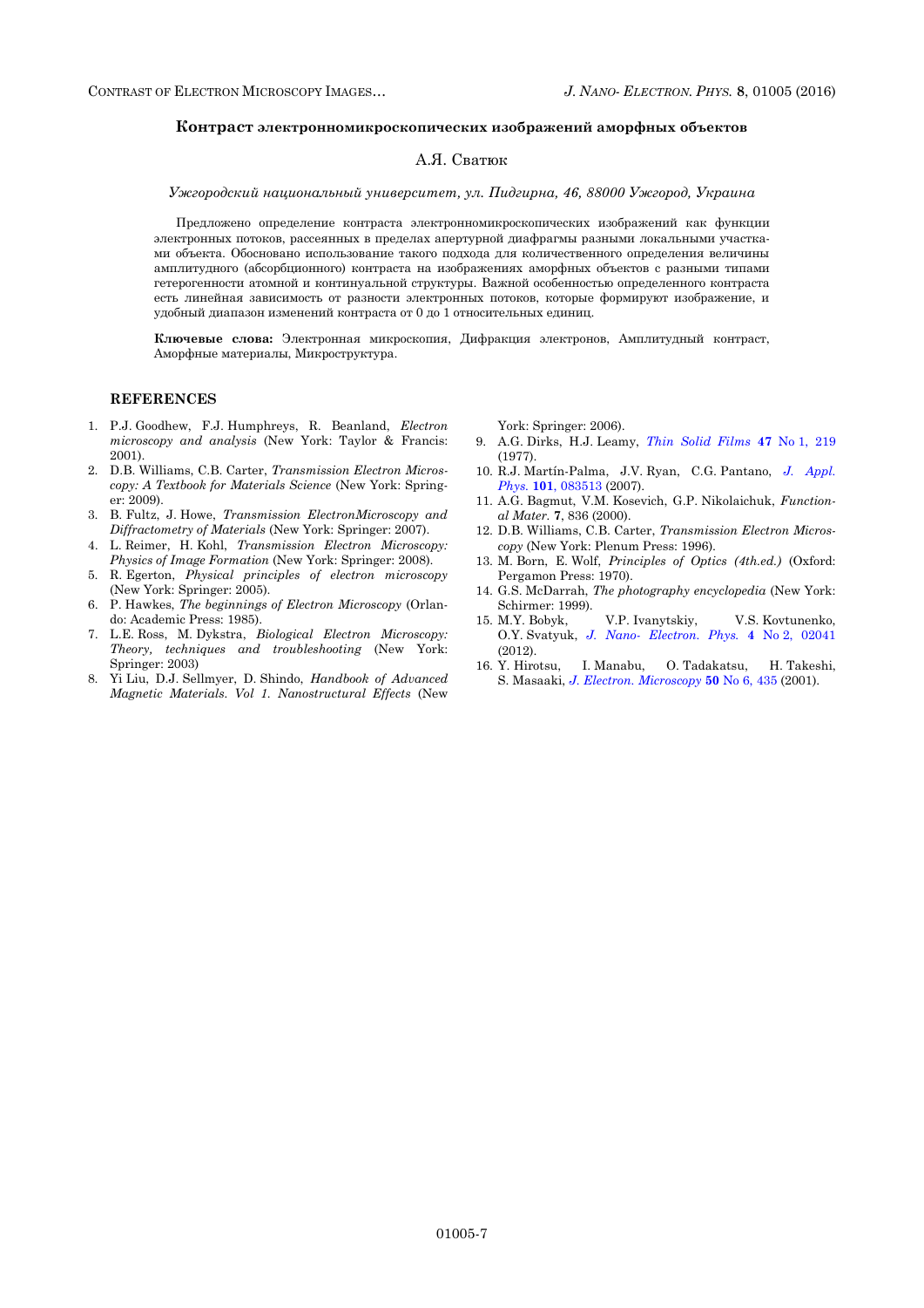**Контраст электронномикроскопических изображений аморфных объектов**

А.Я. Сватюк

*Ужгородский национальный университет, ул. Пидгирна, 46, 88000 Ужгород, Украина*

Предложено определение контраста электронномикроскопических изображений как функции электронных потоков, рассеянных в пределах апертурной диафрагмы разными локальными участками объекта. Обосновано использование такого подхода для количественного определения величины амплитудного (абсорбционного) контраста на изображениях аморфных объектов с разными типами гетерогенности атомной и континуальной структуры. Важной особенностью определенного контраста есть линейная зависимость от разности электронных потоков, которые формируют изображение, и удобный диапазон изменений контраста от 0 до 1 относительных единиц.

**Ключевые слова:** Электронная микроскопия, Дифракция электронов, Амплитудный контраст, Аморфные материалы, Микроструктура.

## REFERENCES

1. P.J. Goodhew, F.J. Humphreys, R. Beanland, *Electron microscopy and analysis* (New York: Taylor & Francis: 2001).
2. D.B. Williams, C.B. Carter, *Transmission Electron Microscopy: A Textbook for Materials Science* (New York: Springer: 2009).
3. B. Fultz, J. Howe, *Transmission ElectronMicroscopy and Diffractometry of Materials* (New York: Springer: 2007).
4. L. Reimer, H. Kohl, *Transmission Electron Microscopy: Physics of Image Formation* (New York: Springer: 2008).
5. R. Egerton, *Physical principles of electron microscopy* (New York: Springer: 2005).
6. P. Hawkes, *The beginnings of Electron Microscopy* (Orlando: Academic Press: 1985).
7. L.E. Ross, M. Dykstra, *Biological Electron Microscopy: Theory, techniques and troubleshooting* (New York: Springer: 2003)
8. Yi Liu, D.J. Sellmyer, D. Shindo, *Handbook of Advanced Magnetic Materials. Vol 1. Nanostructural Effects* (New York: Springer: 2006).
9. A.G. Dirks, H.J. Leamy, *Thin Solid Films* **47** No 1, 219 (1977).
10. R.J. Martín-Palma, J.V. Ryan, C.G. Pantano, *J. Appl. Phys.* **101**, 083513 (2007).
11. A.G. Bagmut, V.M. Kosevich, G.P. Nikolaichuk, *Functional Mater.* **7**, 836 (2000).
12. D.B. Williams, C.B. Carter, *Transmission Electron Microscopy* (New York: Plenum Press: 1996).
13. M. Born, E. Wolf, *Principles of Optics (4th.ed.)* (Oxford: Pergamon Press: 1970).
14. G.S. McDarrah, *The photography encyclopedia* (New York: Schirmer: 1999).
15. M.Y. Bobyk, V.P. Ivanytskiy, V.S. Kovtunenko, O.Y. Svatyuk, *J. Nano- Electron. Phys.* **4** No 2, 02041 (2012).
16. Y. Hirotsu, I. Manabu, O. Tadakatsu, H. Takeshi, S. Masaaki, *J. Electron. Microscopy* **50** No 6, 435 (2001).